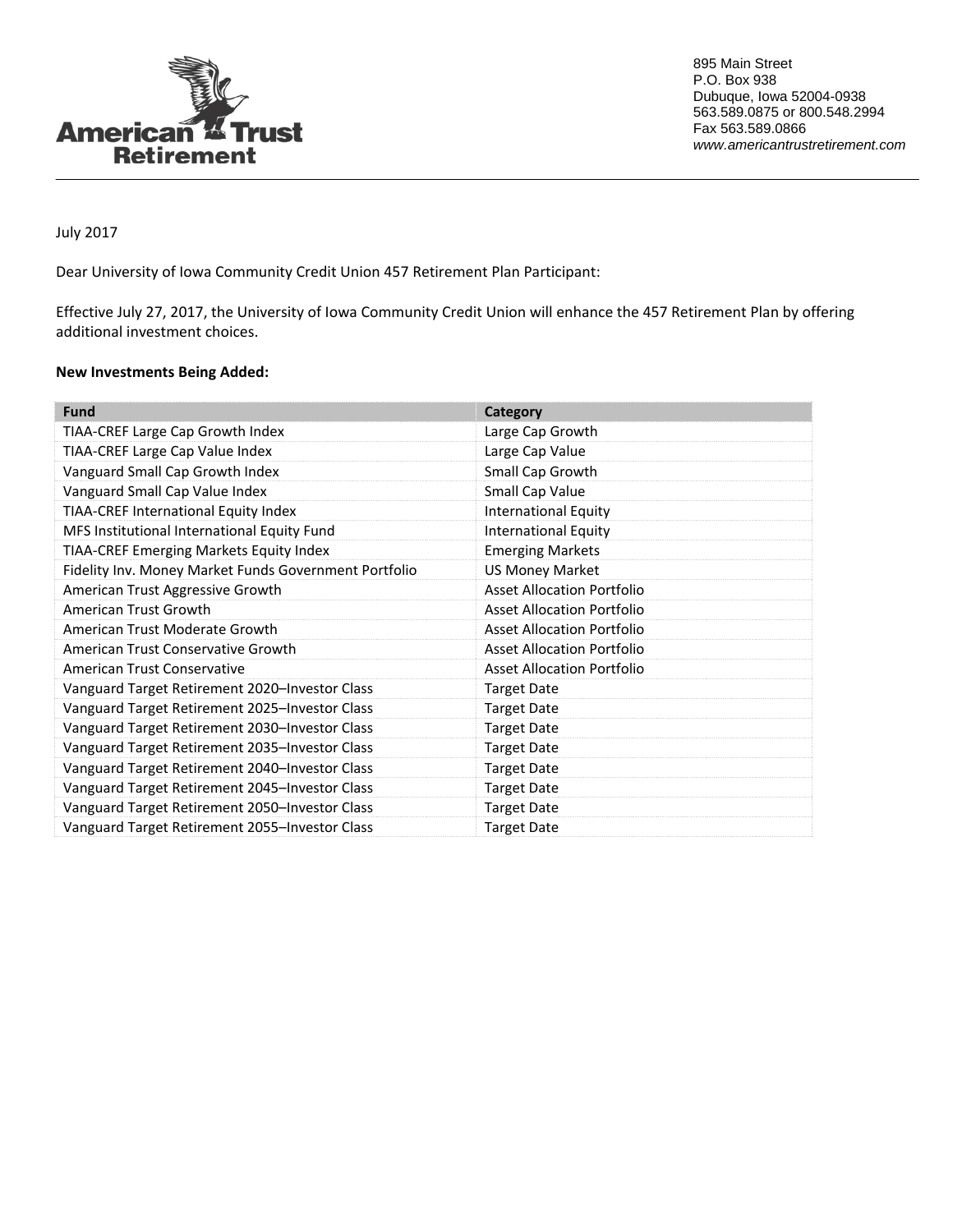American Trust Retirement

895 Main Street
P.O. Box 938
Dubuque, Iowa 52004-0938
563.589.0875 or 800.548.2994
Fax 563.589.0866
*www.americantrustretirement.com*

July 2017

Dear University of Iowa Community Credit Union 457 Retirement Plan Participant:

Effective July 27, 2017, the University of Iowa Community Credit Union will enhance the 457 Retirement Plan by offering additional investment choices.

**New Investments Being Added:**

| Fund | Category |
|---|---|
| TIAA-CREF Large Cap Growth Index | Large Cap Growth |
| TIAA-CREF Large Cap Value Index | Large Cap Value |
| Vanguard Small Cap Growth Index | Small Cap Growth |
| Vanguard Small Cap Value Index | Small Cap Value |
| TIAA-CREF International Equity Index | International Equity |
| MFS Institutional International Equity Fund | International Equity |
| TIAA-CREF Emerging Markets Equity Index | Emerging Markets |
| Fidelity Inv. Money Market Funds Government Portfolio | US Money Market |
| American Trust Aggressive Growth | Asset Allocation Portfolio |
| American Trust Growth | Asset Allocation Portfolio |
| American Trust Moderate Growth | Asset Allocation Portfolio |
| American Trust Conservative Growth | Asset Allocation Portfolio |
| American Trust Conservative | Asset Allocation Portfolio |
| Vanguard Target Retirement 2020–Investor Class | Target Date |
| Vanguard Target Retirement 2025–Investor Class | Target Date |
| Vanguard Target Retirement 2030–Investor Class | Target Date |
| Vanguard Target Retirement 2035–Investor Class | Target Date |
| Vanguard Target Retirement 2040–Investor Class | Target Date |
| Vanguard Target Retirement 2045–Investor Class | Target Date |
| Vanguard Target Retirement 2050–Investor Class | Target Date |
| Vanguard Target Retirement 2055–Investor Class | Target Date |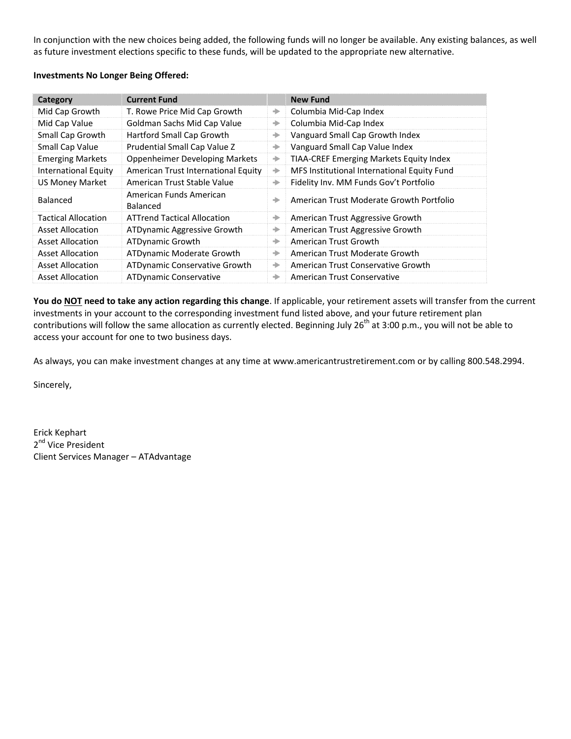In conjunction with the new choices being added, the following funds will no longer be available. Any existing balances, as well as future investment elections specific to these funds, will be updated to the appropriate new alternative.

**Investments No Longer Being Offered:**

| Category | Current Fund | | New Fund |
|---|---|---|---|
| Mid Cap Growth | T. Rowe Price Mid Cap Growth | ➔ | Columbia Mid-Cap Index |
| Mid Cap Value | Goldman Sachs Mid Cap Value | ➔ | Columbia Mid-Cap Index |
| Small Cap Growth | Hartford Small Cap Growth | ➔ | Vanguard Small Cap Growth Index |
| Small Cap Value | Prudential Small Cap Value Z | ➔ | Vanguard Small Cap Value Index |
| Emerging Markets | Oppenheimer Developing Markets | ➔ | TIAA-CREF Emerging Markets Equity Index |
| International Equity | American Trust International Equity | ➔ | MFS Institutional International Equity Fund |
| US Money Market | American Trust Stable Value | ➔ | Fidelity Inv. MM Funds Gov't Portfolio |
| Balanced | American Funds American Balanced | ➔ | American Trust Moderate Growth Portfolio |
| Tactical Allocation | ATTrend Tactical Allocation | ➔ | American Trust Aggressive Growth |
| Asset Allocation | ATDynamic Aggressive Growth | ➔ | American Trust Aggressive Growth |
| Asset Allocation | ATDynamic Growth | ➔ | American Trust Growth |
| Asset Allocation | ATDynamic Moderate Growth | ➔ | American Trust Moderate Growth |
| Asset Allocation | ATDynamic Conservative Growth | ➔ | American Trust Conservative Growth |
| Asset Allocation | ATDynamic Conservative | ➔ | American Trust Conservative |

**You do <u>NOT</u> need to take any action regarding this change**. If applicable, your retirement assets will transfer from the current investments in your account to the corresponding investment fund listed above, and your future retirement plan contributions will follow the same allocation as currently elected. Beginning July 26th at 3:00 p.m., you will not be able to access your account for one to two business days.

As always, you can make investment changes at any time at www.americantrustretirement.com or by calling 800.548.2994.

Sincerely,

Erick Kephart
2nd Vice President
Client Services Manager – ATAdvantage